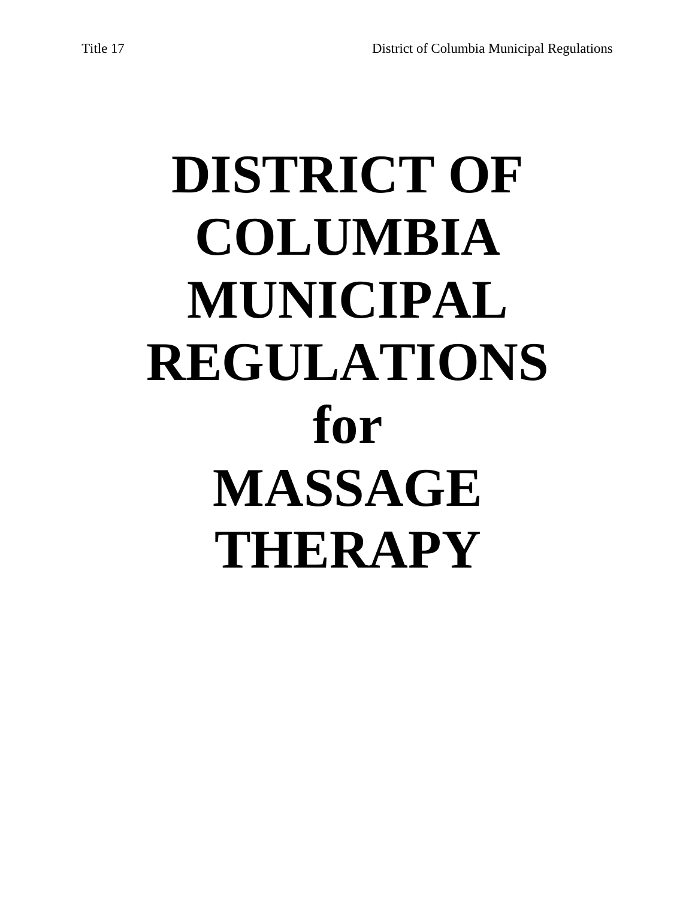# DISTRICT OF COLUMBIA MUNICIPAL REGULATIONS for MASSAGE THERAPY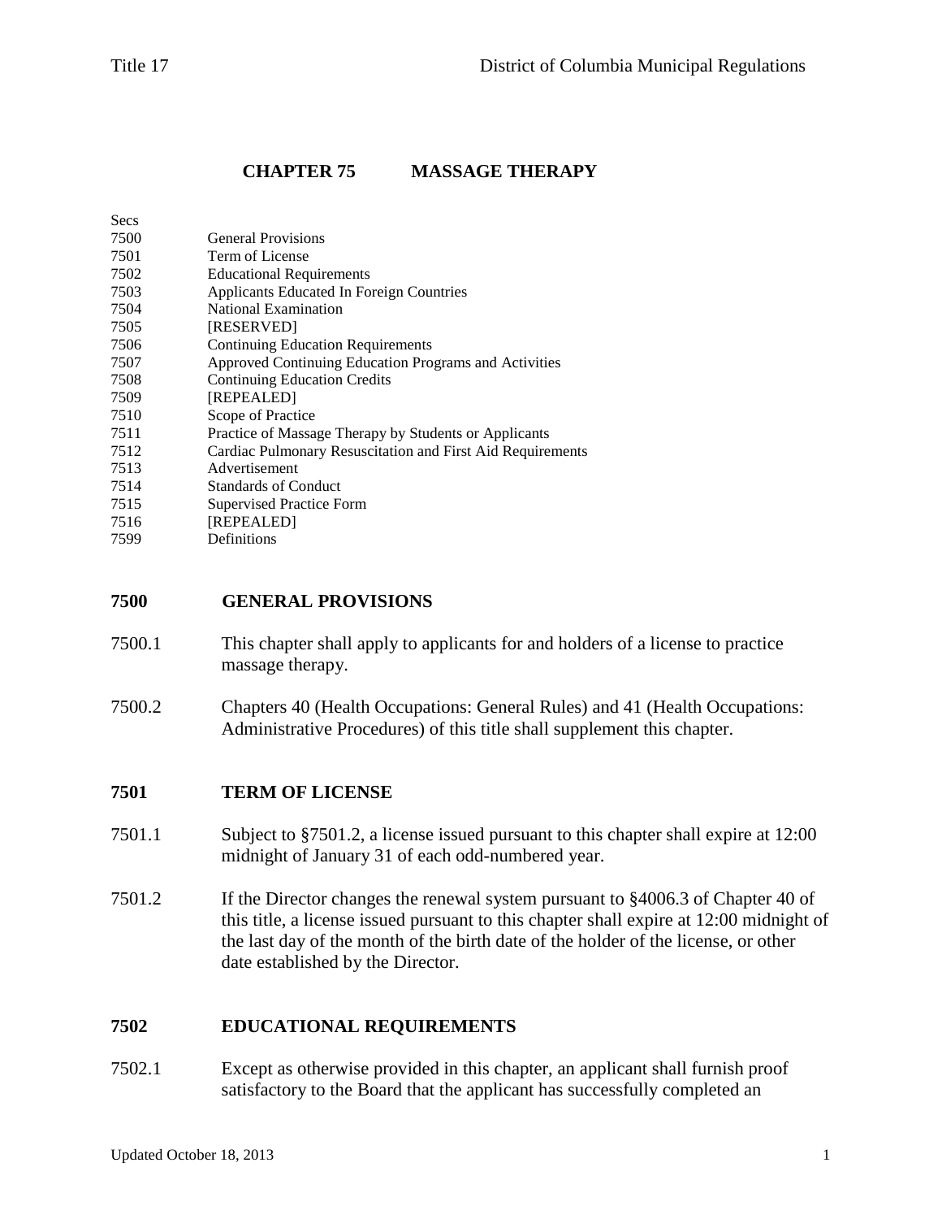# CHAPTER 75 MASSAGE THERAPY

| Secs | |
|---|---|
| 7500 | General Provisions |
| 7501 | Term of License |
| 7502 | Educational Requirements |
| 7503 | Applicants Educated In Foreign Countries |
| 7504 | National Examination |
| 7505 | [RESERVED] |
| 7506 | Continuing Education Requirements |
| 7507 | Approved Continuing Education Programs and Activities |
| 7508 | Continuing Education Credits |
| 7509 | [REPEALED] |
| 7510 | Scope of Practice |
| 7511 | Practice of Massage Therapy by Students or Applicants |
| 7512 | Cardiac Pulmonary Resuscitation and First Aid Requirements |
| 7513 | Advertisement |
| 7514 | Standards of Conduct |
| 7515 | Supervised Practice Form |
| 7516 | [REPEALED] |
| 7599 | Definitions |

## 7500 GENERAL PROVISIONS

7500.1 This chapter shall apply to applicants for and holders of a license to practice massage therapy.

7500.2 Chapters 40 (Health Occupations: General Rules) and 41 (Health Occupations: Administrative Procedures) of this title shall supplement this chapter.

## 7501 TERM OF LICENSE

7501.1 Subject to §7501.2, a license issued pursuant to this chapter shall expire at 12:00 midnight of January 31 of each odd-numbered year.

7501.2 If the Director changes the renewal system pursuant to §4006.3 of Chapter 40 of this title, a license issued pursuant to this chapter shall expire at 12:00 midnight of the last day of the month of the birth date of the holder of the license, or other date established by the Director.

## 7502 EDUCATIONAL REQUIREMENTS

7502.1 Except as otherwise provided in this chapter, an applicant shall furnish proof satisfactory to the Board that the applicant has successfully completed an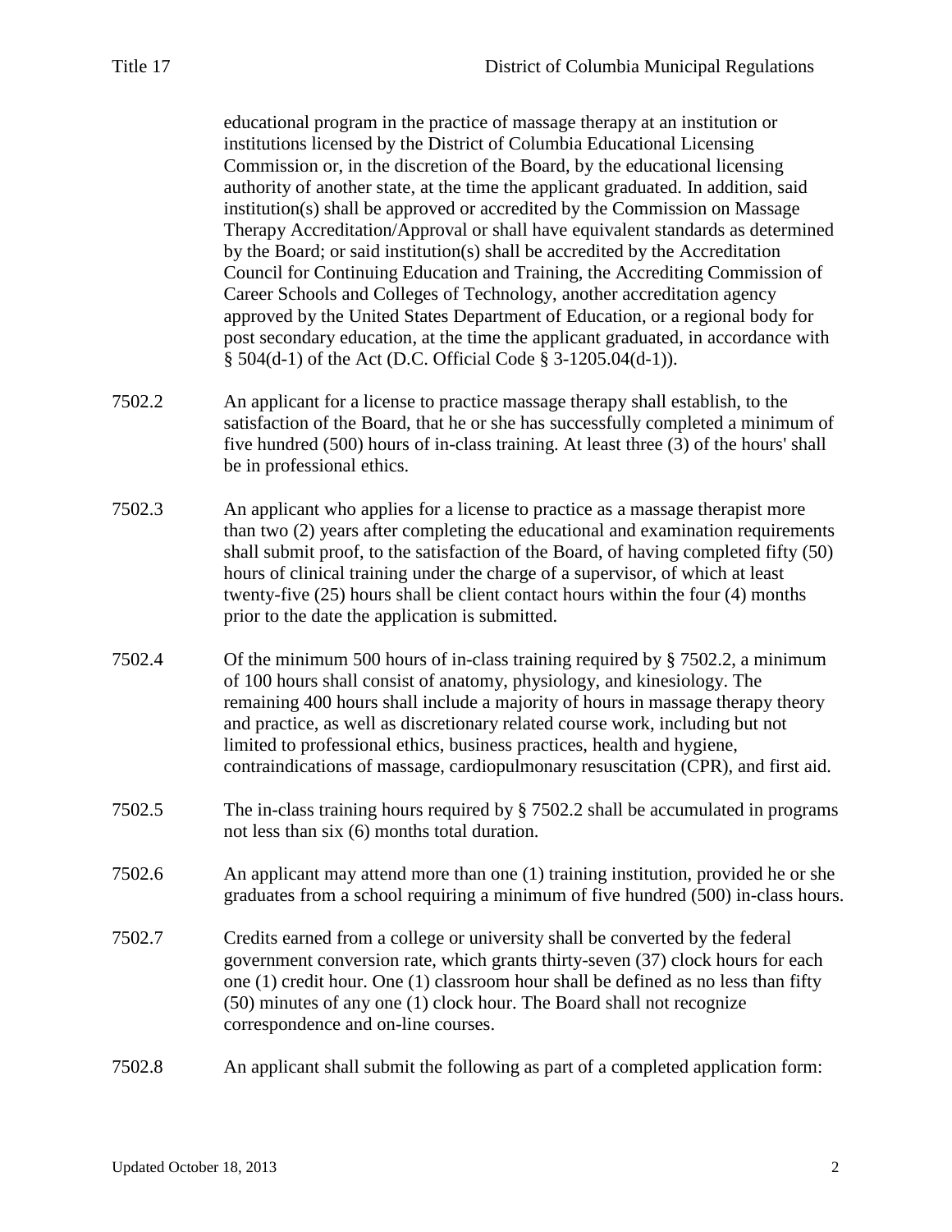educational program in the practice of massage therapy at an institution or institutions licensed by the District of Columbia Educational Licensing Commission or, in the discretion of the Board, by the educational licensing authority of another state, at the time the applicant graduated. In addition, said institution(s) shall be approved or accredited by the Commission on Massage Therapy Accreditation/Approval or shall have equivalent standards as determined by the Board; or said institution(s) shall be accredited by the Accreditation Council for Continuing Education and Training, the Accrediting Commission of Career Schools and Colleges of Technology, another accreditation agency approved by the United States Department of Education, or a regional body for post secondary education, at the time the applicant graduated, in accordance with § 504(d-1) of the Act (D.C. Official Code § 3-1205.04(d-1)).

7502.2 An applicant for a license to practice massage therapy shall establish, to the satisfaction of the Board, that he or she has successfully completed a minimum of five hundred (500) hours of in-class training. At least three (3) of the hours' shall be in professional ethics.

7502.3 An applicant who applies for a license to practice as a massage therapist more than two (2) years after completing the educational and examination requirements shall submit proof, to the satisfaction of the Board, of having completed fifty (50) hours of clinical training under the charge of a supervisor, of which at least twenty-five (25) hours shall be client contact hours within the four (4) months prior to the date the application is submitted.

7502.4 Of the minimum 500 hours of in-class training required by § 7502.2, a minimum of 100 hours shall consist of anatomy, physiology, and kinesiology. The remaining 400 hours shall include a majority of hours in massage therapy theory and practice, as well as discretionary related course work, including but not limited to professional ethics, business practices, health and hygiene, contraindications of massage, cardiopulmonary resuscitation (CPR), and first aid.

7502.5 The in-class training hours required by § 7502.2 shall be accumulated in programs not less than six (6) months total duration.

7502.6 An applicant may attend more than one (1) training institution, provided he or she graduates from a school requiring a minimum of five hundred (500) in-class hours.

7502.7 Credits earned from a college or university shall be converted by the federal government conversion rate, which grants thirty-seven (37) clock hours for each one (1) credit hour. One (1) classroom hour shall be defined as no less than fifty (50) minutes of any one (1) clock hour. The Board shall not recognize correspondence and on-line courses.

7502.8 An applicant shall submit the following as part of a completed application form: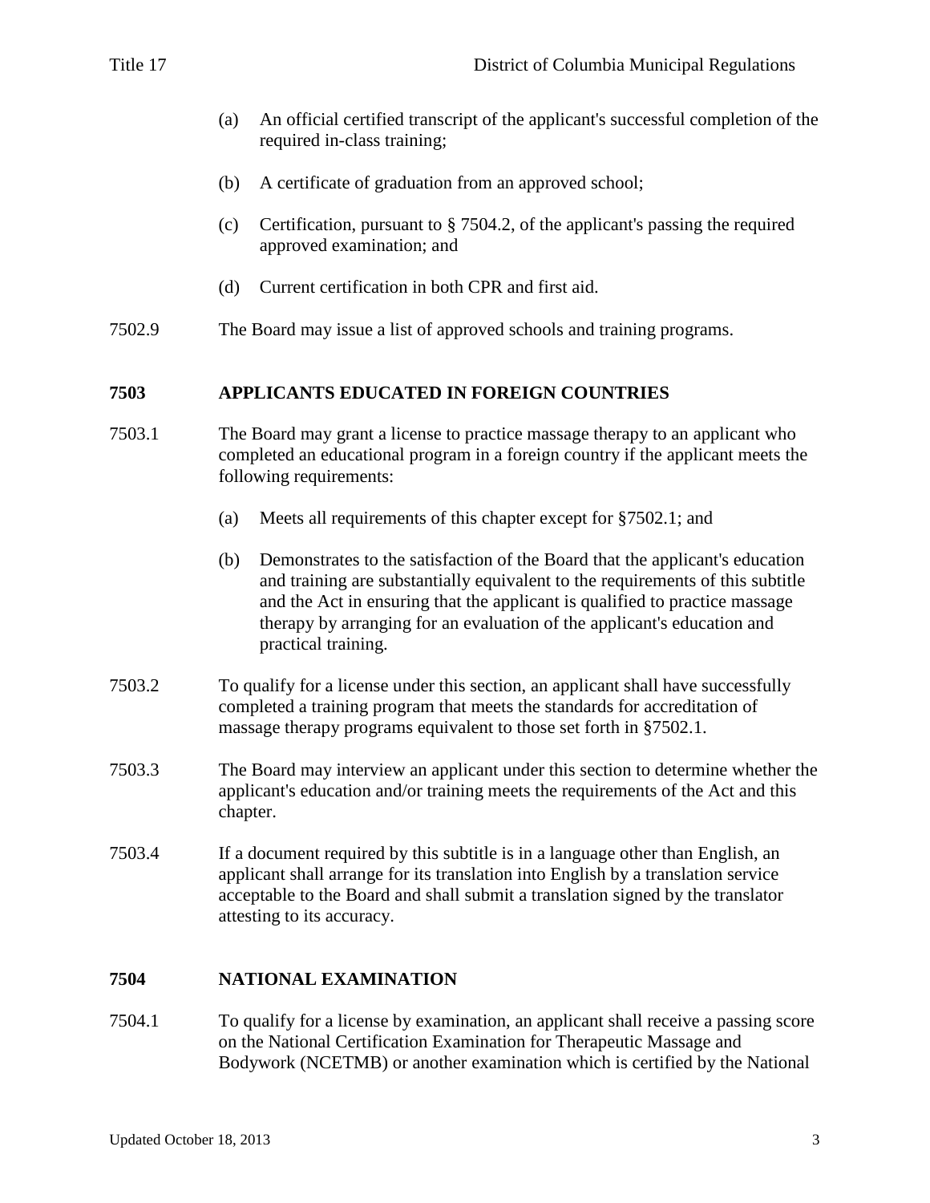(a) An official certified transcript of the applicant's successful completion of the required in-class training;

(b) A certificate of graduation from an approved school;

(c) Certification, pursuant to § 7504.2, of the applicant's passing the required approved examination; and

(d) Current certification in both CPR and first aid.

7502.9 The Board may issue a list of approved schools and training programs.

## 7503 APPLICANTS EDUCATED IN FOREIGN COUNTRIES

7503.1 The Board may grant a license to practice massage therapy to an applicant who completed an educational program in a foreign country if the applicant meets the following requirements:

(a) Meets all requirements of this chapter except for §7502.1; and

(b) Demonstrates to the satisfaction of the Board that the applicant's education and training are substantially equivalent to the requirements of this subtitle and the Act in ensuring that the applicant is qualified to practice massage therapy by arranging for an evaluation of the applicant's education and practical training.

7503.2 To qualify for a license under this section, an applicant shall have successfully completed a training program that meets the standards for accreditation of massage therapy programs equivalent to those set forth in §7502.1.

7503.3 The Board may interview an applicant under this section to determine whether the applicant's education and/or training meets the requirements of the Act and this chapter.

7503.4 If a document required by this subtitle is in a language other than English, an applicant shall arrange for its translation into English by a translation service acceptable to the Board and shall submit a translation signed by the translator attesting to its accuracy.

## 7504 NATIONAL EXAMINATION

7504.1 To qualify for a license by examination, an applicant shall receive a passing score on the National Certification Examination for Therapeutic Massage and Bodywork (NCETMB) or another examination which is certified by the National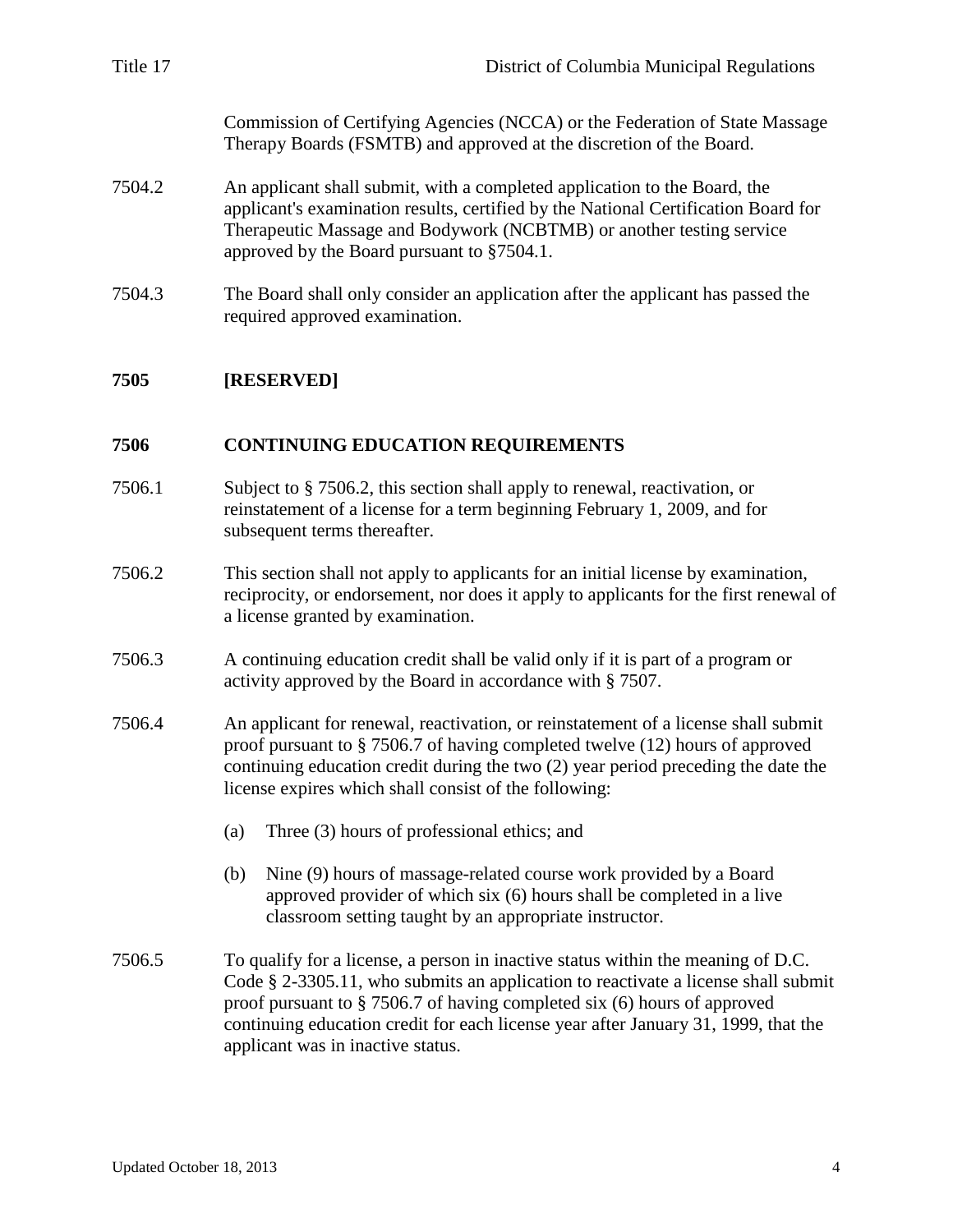Commission of Certifying Agencies (NCCA) or the Federation of State Massage Therapy Boards (FSMTB) and approved at the discretion of the Board.

7504.2 An applicant shall submit, with a completed application to the Board, the applicant's examination results, certified by the National Certification Board for Therapeutic Massage and Bodywork (NCBTMB) or another testing service approved by the Board pursuant to §7504.1.

7504.3 The Board shall only consider an application after the applicant has passed the required approved examination.

## 7505 [RESERVED]

## 7506 CONTINUING EDUCATION REQUIREMENTS

7506.1 Subject to § 7506.2, this section shall apply to renewal, reactivation, or reinstatement of a license for a term beginning February 1, 2009, and for subsequent terms thereafter.

7506.2 This section shall not apply to applicants for an initial license by examination, reciprocity, or endorsement, nor does it apply to applicants for the first renewal of a license granted by examination.

7506.3 A continuing education credit shall be valid only if it is part of a program or activity approved by the Board in accordance with § 7507.

7506.4 An applicant for renewal, reactivation, or reinstatement of a license shall submit proof pursuant to § 7506.7 of having completed twelve (12) hours of approved continuing education credit during the two (2) year period preceding the date the license expires which shall consist of the following:

(a) Three (3) hours of professional ethics; and

(b) Nine (9) hours of massage-related course work provided by a Board approved provider of which six (6) hours shall be completed in a live classroom setting taught by an appropriate instructor.

7506.5 To qualify for a license, a person in inactive status within the meaning of D.C. Code § 2-3305.11, who submits an application to reactivate a license shall submit proof pursuant to § 7506.7 of having completed six (6) hours of approved continuing education credit for each license year after January 31, 1999, that the applicant was in inactive status.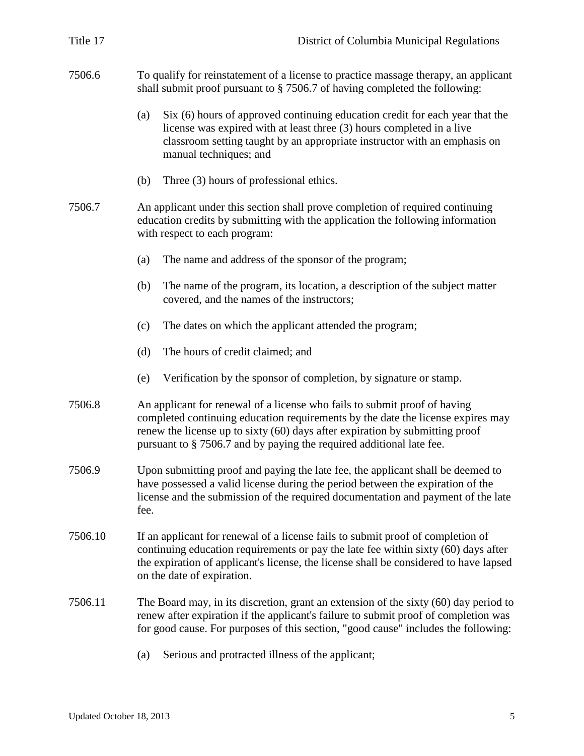7506.6 To qualify for reinstatement of a license to practice massage therapy, an applicant shall submit proof pursuant to § 7506.7 of having completed the following:

(a) Six (6) hours of approved continuing education credit for each year that the license was expired with at least three (3) hours completed in a live classroom setting taught by an appropriate instructor with an emphasis on manual techniques; and

(b) Three (3) hours of professional ethics.

7506.7 An applicant under this section shall prove completion of required continuing education credits by submitting with the application the following information with respect to each program:

(a) The name and address of the sponsor of the program;

(b) The name of the program, its location, a description of the subject matter covered, and the names of the instructors;

(c) The dates on which the applicant attended the program;

(d) The hours of credit claimed; and

(e) Verification by the sponsor of completion, by signature or stamp.

7506.8 An applicant for renewal of a license who fails to submit proof of having completed continuing education requirements by the date the license expires may renew the license up to sixty (60) days after expiration by submitting proof pursuant to § 7506.7 and by paying the required additional late fee.

7506.9 Upon submitting proof and paying the late fee, the applicant shall be deemed to have possessed a valid license during the period between the expiration of the license and the submission of the required documentation and payment of the late fee.

7506.10 If an applicant for renewal of a license fails to submit proof of completion of continuing education requirements or pay the late fee within sixty (60) days after the expiration of applicant's license, the license shall be considered to have lapsed on the date of expiration.

7506.11 The Board may, in its discretion, grant an extension of the sixty (60) day period to renew after expiration if the applicant's failure to submit proof of completion was for good cause. For purposes of this section, "good cause" includes the following:

(a) Serious and protracted illness of the applicant;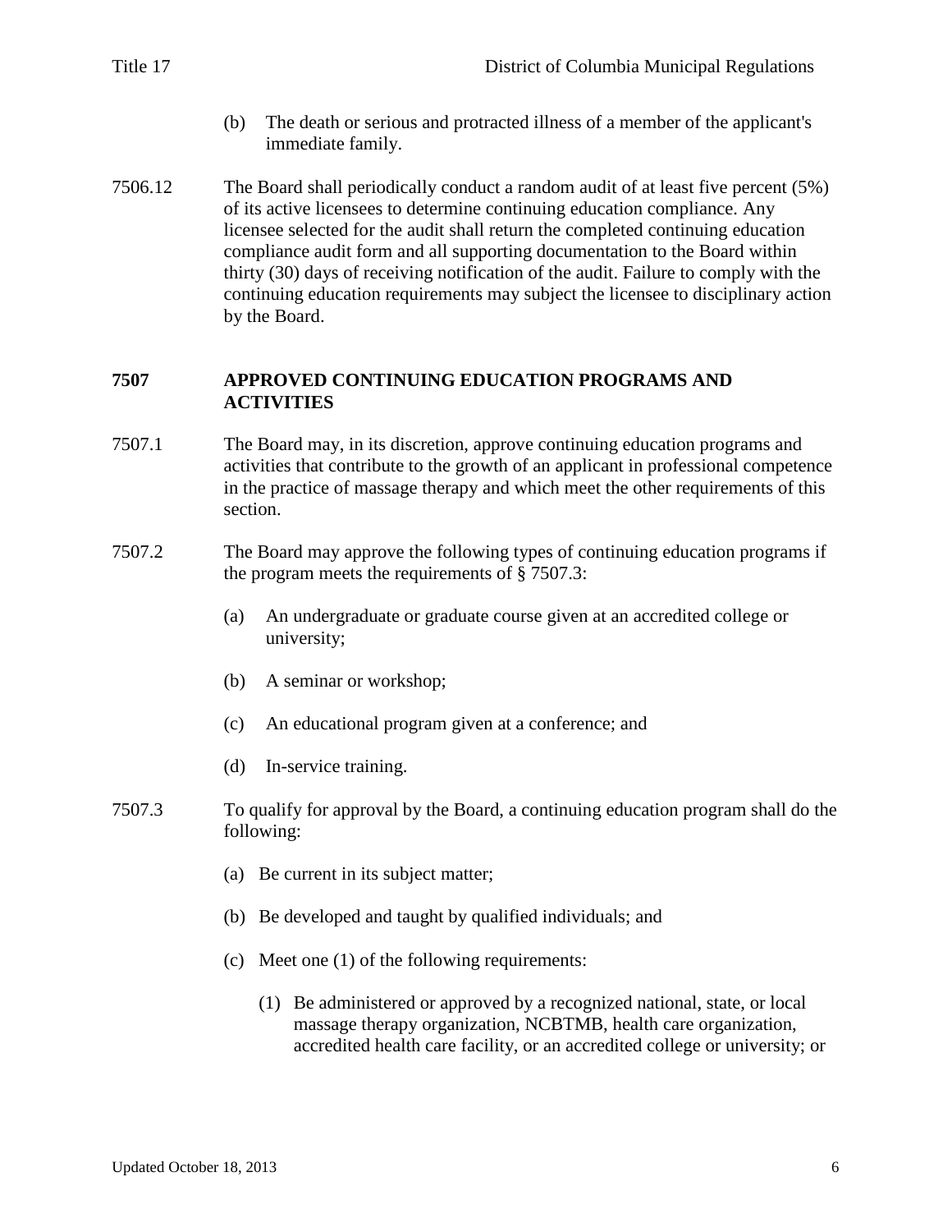(b) The death or serious and protracted illness of a member of the applicant's immediate family.

7506.12 The Board shall periodically conduct a random audit of at least five percent (5%) of its active licensees to determine continuing education compliance. Any licensee selected for the audit shall return the completed continuing education compliance audit form and all supporting documentation to the Board within thirty (30) days of receiving notification of the audit. Failure to comply with the continuing education requirements may subject the licensee to disciplinary action by the Board.

## 7507 APPROVED CONTINUING EDUCATION PROGRAMS AND ACTIVITIES

7507.1 The Board may, in its discretion, approve continuing education programs and activities that contribute to the growth of an applicant in professional competence in the practice of massage therapy and which meet the other requirements of this section.

7507.2 The Board may approve the following types of continuing education programs if the program meets the requirements of § 7507.3:

(a) An undergraduate or graduate course given at an accredited college or university;

(b) A seminar or workshop;

(c) An educational program given at a conference; and

(d) In-service training.

7507.3 To qualify for approval by the Board, a continuing education program shall do the following:

(a) Be current in its subject matter;

(b) Be developed and taught by qualified individuals; and

(c) Meet one (1) of the following requirements:

(1) Be administered or approved by a recognized national, state, or local massage therapy organization, NCBTMB, health care organization, accredited health care facility, or an accredited college or university; or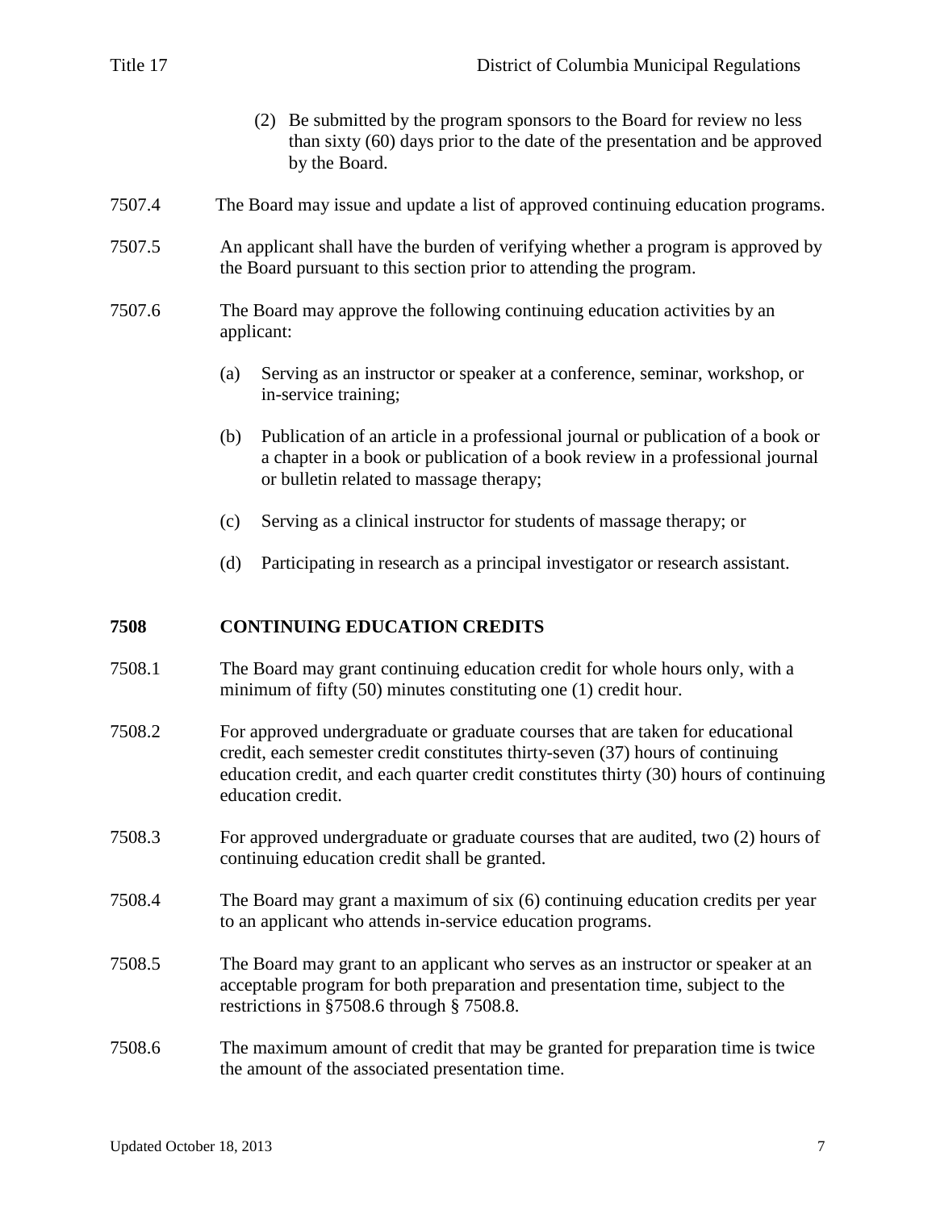(2) Be submitted by the program sponsors to the Board for review no less than sixty (60) days prior to the date of the presentation and be approved by the Board.

7507.4 The Board may issue and update a list of approved continuing education programs.

7507.5 An applicant shall have the burden of verifying whether a program is approved by the Board pursuant to this section prior to attending the program.

7507.6 The Board may approve the following continuing education activities by an applicant:

(a) Serving as an instructor or speaker at a conference, seminar, workshop, or in-service training;

(b) Publication of an article in a professional journal or publication of a book or a chapter in a book or publication of a book review in a professional journal or bulletin related to massage therapy;

(c) Serving as a clinical instructor for students of massage therapy; or

(d) Participating in research as a principal investigator or research assistant.

## 7508 CONTINUING EDUCATION CREDITS

7508.1 The Board may grant continuing education credit for whole hours only, with a minimum of fifty (50) minutes constituting one (1) credit hour.

7508.2 For approved undergraduate or graduate courses that are taken for educational credit, each semester credit constitutes thirty-seven (37) hours of continuing education credit, and each quarter credit constitutes thirty (30) hours of continuing education credit.

7508.3 For approved undergraduate or graduate courses that are audited, two (2) hours of continuing education credit shall be granted.

7508.4 The Board may grant a maximum of six (6) continuing education credits per year to an applicant who attends in-service education programs.

7508.5 The Board may grant to an applicant who serves as an instructor or speaker at an acceptable program for both preparation and presentation time, subject to the restrictions in §7508.6 through § 7508.8.

7508.6 The maximum amount of credit that may be granted for preparation time is twice the amount of the associated presentation time.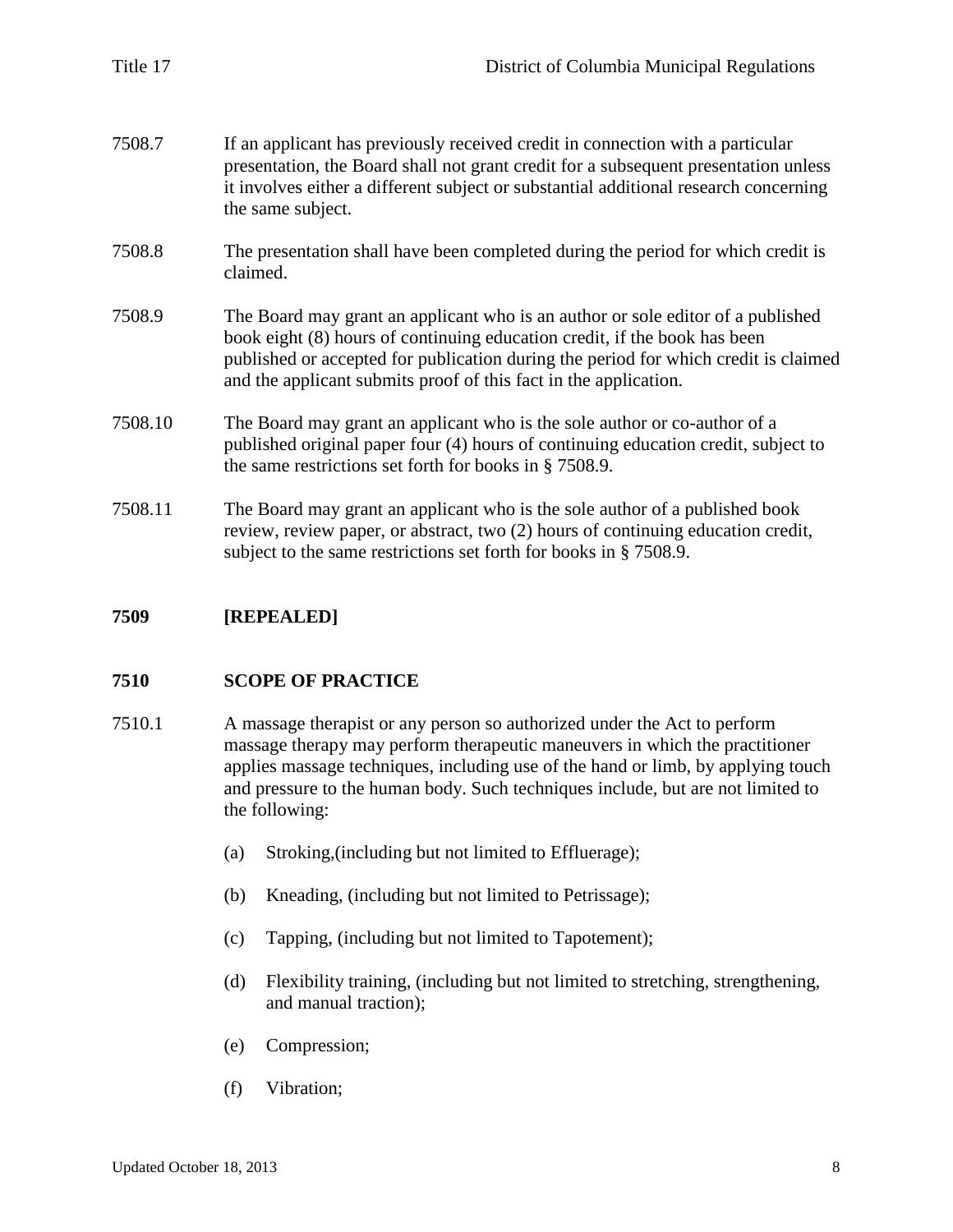7508.7 If an applicant has previously received credit in connection with a particular presentation, the Board shall not grant credit for a subsequent presentation unless it involves either a different subject or substantial additional research concerning the same subject.

7508.8 The presentation shall have been completed during the period for which credit is claimed.

7508.9 The Board may grant an applicant who is an author or sole editor of a published book eight (8) hours of continuing education credit, if the book has been published or accepted for publication during the period for which credit is claimed and the applicant submits proof of this fact in the application.

7508.10 The Board may grant an applicant who is the sole author or co-author of a published original paper four (4) hours of continuing education credit, subject to the same restrictions set forth for books in § 7508.9.

7508.11 The Board may grant an applicant who is the sole author of a published book review, review paper, or abstract, two (2) hours of continuing education credit, subject to the same restrictions set forth for books in § 7508.9.

## 7509 [REPEALED]

## 7510 SCOPE OF PRACTICE

7510.1 A massage therapist or any person so authorized under the Act to perform massage therapy may perform therapeutic maneuvers in which the practitioner applies massage techniques, including use of the hand or limb, by applying touch and pressure to the human body. Such techniques include, but are not limited to the following:

(a) Stroking,(including but not limited to Effluerage);

(b) Kneading, (including but not limited to Petrissage);

(c) Tapping, (including but not limited to Tapotement);

(d) Flexibility training, (including but not limited to stretching, strengthening, and manual traction);

(e) Compression;

(f) Vibration;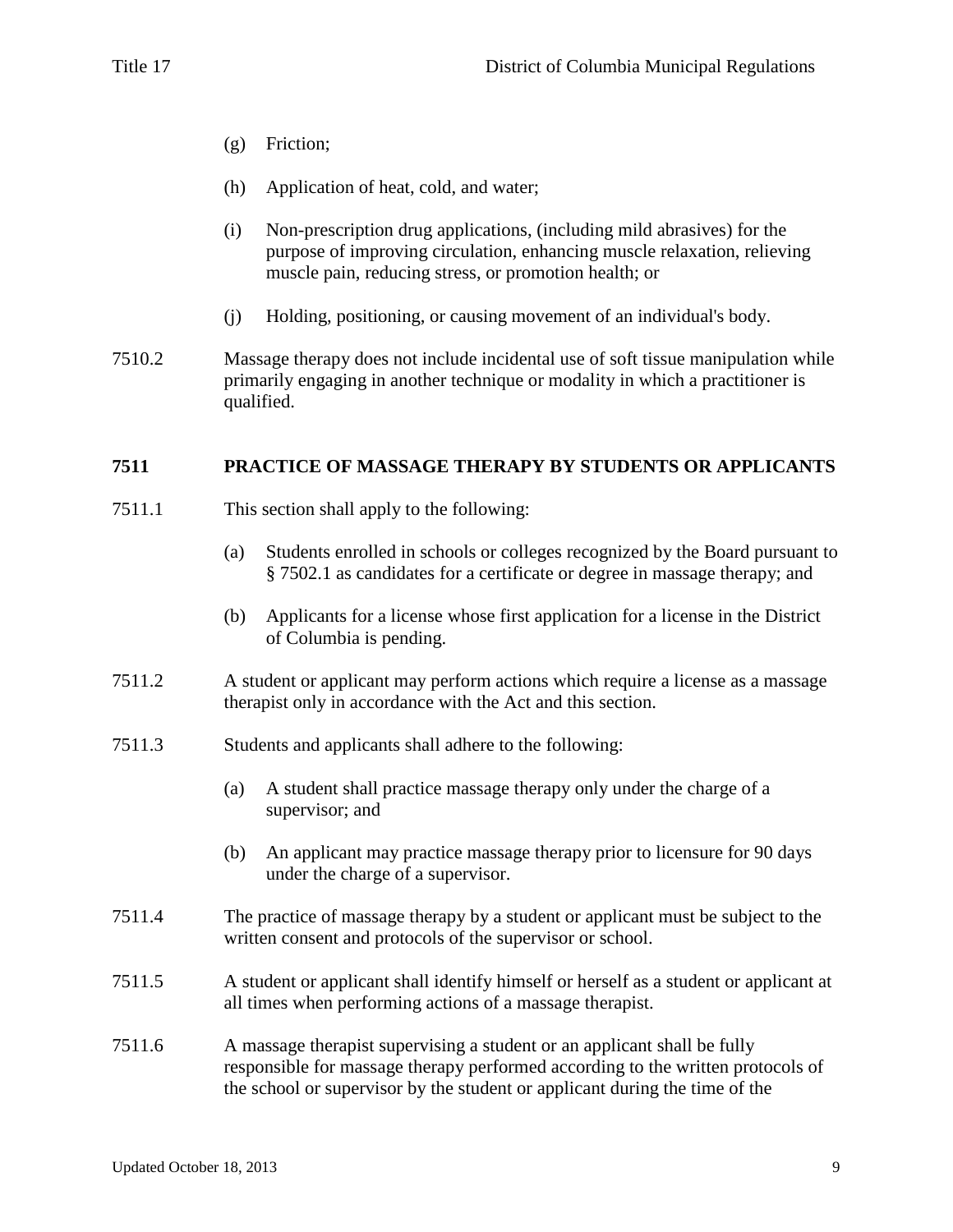(g) Friction;

(h) Application of heat, cold, and water;

(i) Non-prescription drug applications, (including mild abrasives) for the purpose of improving circulation, enhancing muscle relaxation, relieving muscle pain, reducing stress, or promotion health; or

(j) Holding, positioning, or causing movement of an individual's body.

7510.2 Massage therapy does not include incidental use of soft tissue manipulation while primarily engaging in another technique or modality in which a practitioner is qualified.

## 7511 PRACTICE OF MASSAGE THERAPY BY STUDENTS OR APPLICANTS

7511.1 This section shall apply to the following:

(a) Students enrolled in schools or colleges recognized by the Board pursuant to § 7502.1 as candidates for a certificate or degree in massage therapy; and

(b) Applicants for a license whose first application for a license in the District of Columbia is pending.

7511.2 A student or applicant may perform actions which require a license as a massage therapist only in accordance with the Act and this section.

7511.3 Students and applicants shall adhere to the following:

(a) A student shall practice massage therapy only under the charge of a supervisor; and

(b) An applicant may practice massage therapy prior to licensure for 90 days under the charge of a supervisor.

7511.4 The practice of massage therapy by a student or applicant must be subject to the written consent and protocols of the supervisor or school.

7511.5 A student or applicant shall identify himself or herself as a student or applicant at all times when performing actions of a massage therapist.

7511.6 A massage therapist supervising a student or an applicant shall be fully responsible for massage therapy performed according to the written protocols of the school or supervisor by the student or applicant during the time of the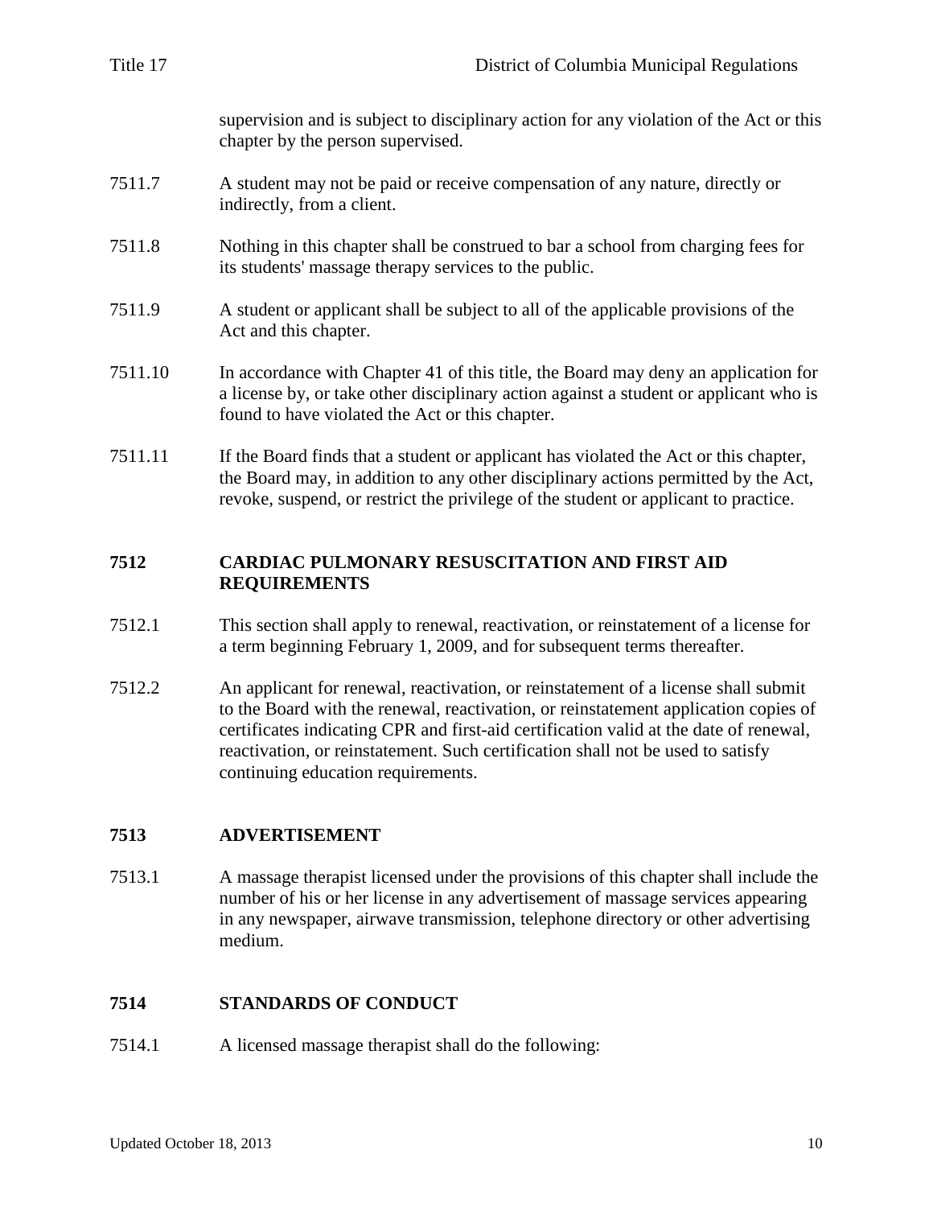supervision and is subject to disciplinary action for any violation of the Act or this chapter by the person supervised.

7511.7 A student may not be paid or receive compensation of any nature, directly or indirectly, from a client.

7511.8 Nothing in this chapter shall be construed to bar a school from charging fees for its students' massage therapy services to the public.

7511.9 A student or applicant shall be subject to all of the applicable provisions of the Act and this chapter.

7511.10 In accordance with Chapter 41 of this title, the Board may deny an application for a license by, or take other disciplinary action against a student or applicant who is found to have violated the Act or this chapter.

7511.11 If the Board finds that a student or applicant has violated the Act or this chapter, the Board may, in addition to any other disciplinary actions permitted by the Act, revoke, suspend, or restrict the privilege of the student or applicant to practice.

## 7512 CARDIAC PULMONARY RESUSCITATION AND FIRST AID REQUIREMENTS

7512.1 This section shall apply to renewal, reactivation, or reinstatement of a license for a term beginning February 1, 2009, and for subsequent terms thereafter.

7512.2 An applicant for renewal, reactivation, or reinstatement of a license shall submit to the Board with the renewal, reactivation, or reinstatement application copies of certificates indicating CPR and first-aid certification valid at the date of renewal, reactivation, or reinstatement. Such certification shall not be used to satisfy continuing education requirements.

## 7513 ADVERTISEMENT

7513.1 A massage therapist licensed under the provisions of this chapter shall include the number of his or her license in any advertisement of massage services appearing in any newspaper, airwave transmission, telephone directory or other advertising medium.

## 7514 STANDARDS OF CONDUCT

7514.1 A licensed massage therapist shall do the following: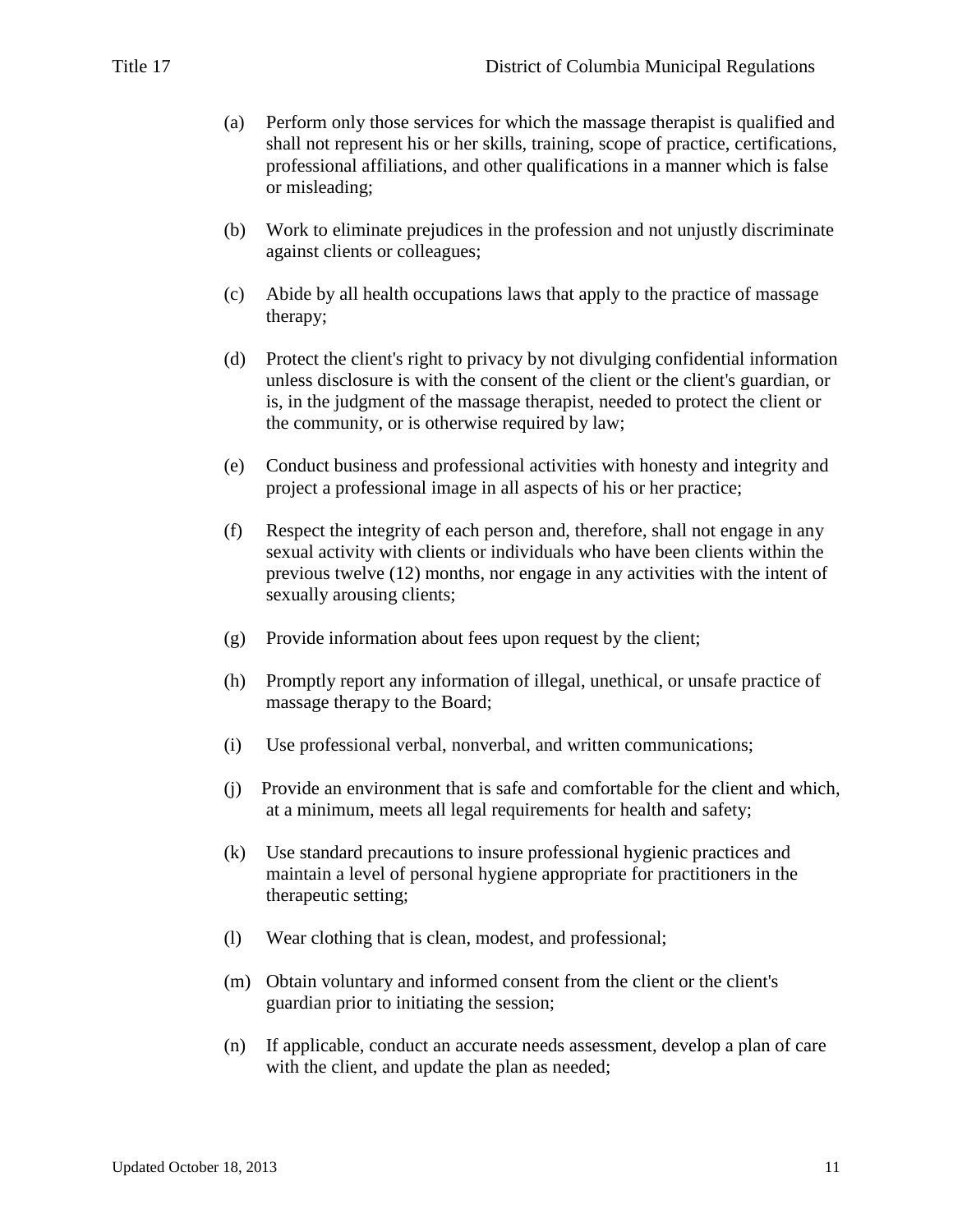(a) Perform only those services for which the massage therapist is qualified and shall not represent his or her skills, training, scope of practice, certifications, professional affiliations, and other qualifications in a manner which is false or misleading;

(b) Work to eliminate prejudices in the profession and not unjustly discriminate against clients or colleagues;

(c) Abide by all health occupations laws that apply to the practice of massage therapy;

(d) Protect the client's right to privacy by not divulging confidential information unless disclosure is with the consent of the client or the client's guardian, or is, in the judgment of the massage therapist, needed to protect the client or the community, or is otherwise required by law;

(e) Conduct business and professional activities with honesty and integrity and project a professional image in all aspects of his or her practice;

(f) Respect the integrity of each person and, therefore, shall not engage in any sexual activity with clients or individuals who have been clients within the previous twelve (12) months, nor engage in any activities with the intent of sexually arousing clients;

(g) Provide information about fees upon request by the client;

(h) Promptly report any information of illegal, unethical, or unsafe practice of massage therapy to the Board;

(i) Use professional verbal, nonverbal, and written communications;

(j) Provide an environment that is safe and comfortable for the client and which, at a minimum, meets all legal requirements for health and safety;

(k) Use standard precautions to insure professional hygienic practices and maintain a level of personal hygiene appropriate for practitioners in the therapeutic setting;

(l) Wear clothing that is clean, modest, and professional;

(m) Obtain voluntary and informed consent from the client or the client's guardian prior to initiating the session;

(n) If applicable, conduct an accurate needs assessment, develop a plan of care with the client, and update the plan as needed;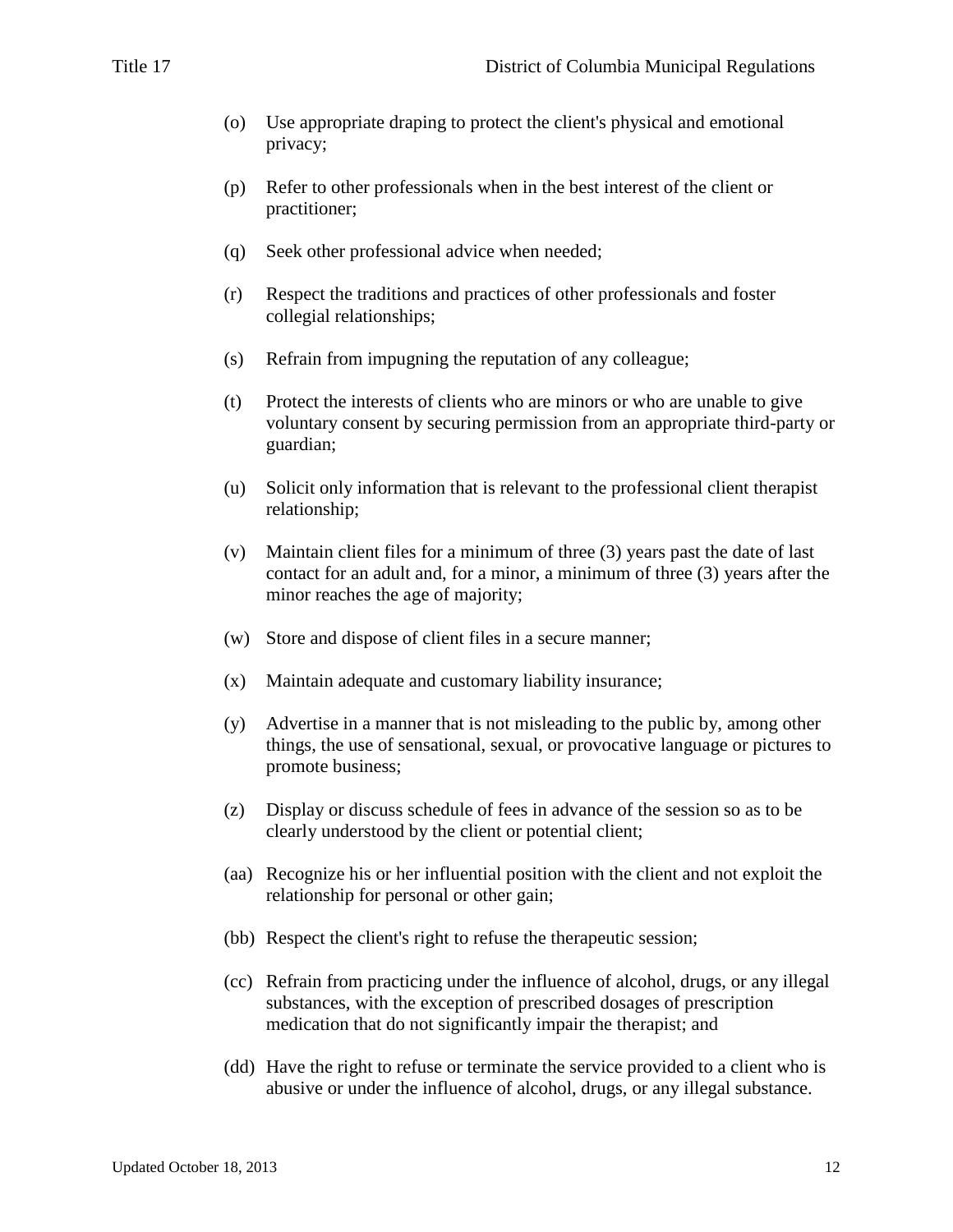(o) Use appropriate draping to protect the client's physical and emotional privacy;

(p) Refer to other professionals when in the best interest of the client or practitioner;

(q) Seek other professional advice when needed;

(r) Respect the traditions and practices of other professionals and foster collegial relationships;

(s) Refrain from impugning the reputation of any colleague;

(t) Protect the interests of clients who are minors or who are unable to give voluntary consent by securing permission from an appropriate third-party or guardian;

(u) Solicit only information that is relevant to the professional client therapist relationship;

(v) Maintain client files for a minimum of three (3) years past the date of last contact for an adult and, for a minor, a minimum of three (3) years after the minor reaches the age of majority;

(w) Store and dispose of client files in a secure manner;

(x) Maintain adequate and customary liability insurance;

(y) Advertise in a manner that is not misleading to the public by, among other things, the use of sensational, sexual, or provocative language or pictures to promote business;

(z) Display or discuss schedule of fees in advance of the session so as to be clearly understood by the client or potential client;

(aa) Recognize his or her influential position with the client and not exploit the relationship for personal or other gain;

(bb) Respect the client's right to refuse the therapeutic session;

(cc) Refrain from practicing under the influence of alcohol, drugs, or any illegal substances, with the exception of prescribed dosages of prescription medication that do not significantly impair the therapist; and

(dd) Have the right to refuse or terminate the service provided to a client who is abusive or under the influence of alcohol, drugs, or any illegal substance.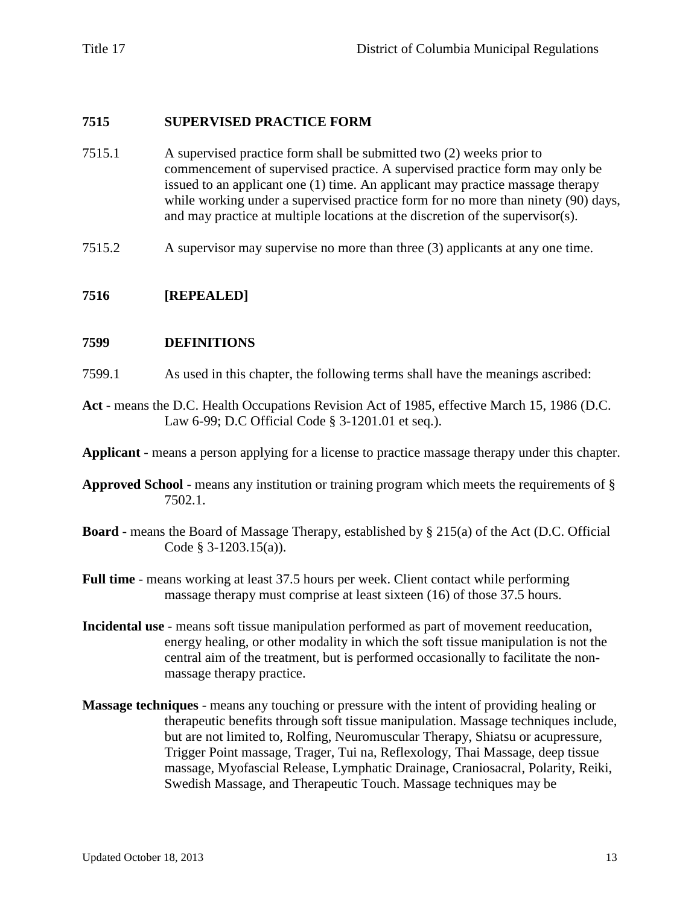## 7515 SUPERVISED PRACTICE FORM

7515.1 A supervised practice form shall be submitted two (2) weeks prior to commencement of supervised practice. A supervised practice form may only be issued to an applicant one (1) time. An applicant may practice massage therapy while working under a supervised practice form for no more than ninety (90) days, and may practice at multiple locations at the discretion of the supervisor(s).

7515.2 A supervisor may supervise no more than three (3) applicants at any one time.

## 7516 [REPEALED]

## 7599 DEFINITIONS

7599.1 As used in this chapter, the following terms shall have the meanings ascribed:

**Act** - means the D.C. Health Occupations Revision Act of 1985, effective March 15, 1986 (D.C. Law 6-99; D.C Official Code § 3-1201.01 et seq.).

**Applicant** - means a person applying for a license to practice massage therapy under this chapter.

**Approved School** - means any institution or training program which meets the requirements of § 7502.1.

**Board** - means the Board of Massage Therapy, established by § 215(a) of the Act (D.C. Official Code § 3-1203.15(a)).

**Full time** - means working at least 37.5 hours per week. Client contact while performing massage therapy must comprise at least sixteen (16) of those 37.5 hours.

**Incidental use** - means soft tissue manipulation performed as part of movement reeducation, energy healing, or other modality in which the soft tissue manipulation is not the central aim of the treatment, but is performed occasionally to facilitate the non-massage therapy practice.

**Massage techniques** - means any touching or pressure with the intent of providing healing or therapeutic benefits through soft tissue manipulation. Massage techniques include, but are not limited to, Rolfing, Neuromuscular Therapy, Shiatsu or acupressure, Trigger Point massage, Trager, Tui na, Reflexology, Thai Massage, deep tissue massage, Myofascial Release, Lymphatic Drainage, Craniosacral, Polarity, Reiki, Swedish Massage, and Therapeutic Touch. Massage techniques may be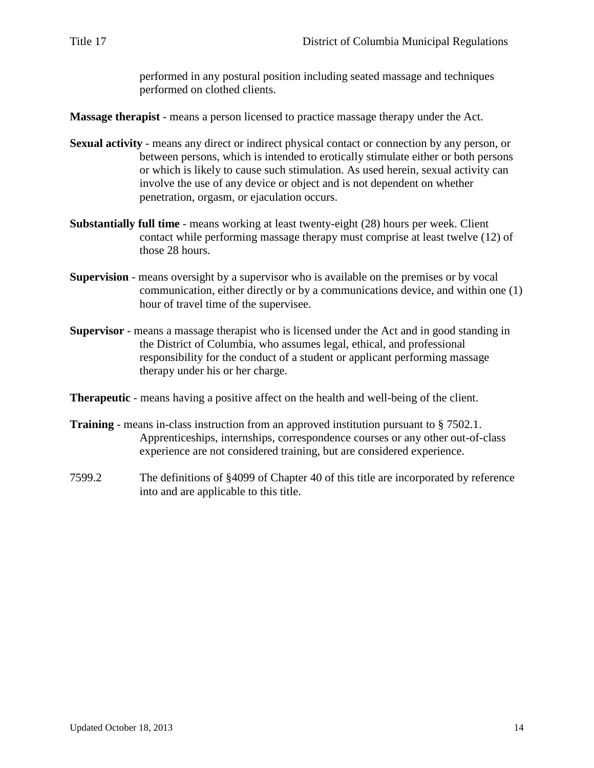performed in any postural position including seated massage and techniques performed on clothed clients.

**Massage therapist** - means a person licensed to practice massage therapy under the Act.

**Sexual activity** - means any direct or indirect physical contact or connection by any person, or between persons, which is intended to erotically stimulate either or both persons or which is likely to cause such stimulation. As used herein, sexual activity can involve the use of any device or object and is not dependent on whether penetration, orgasm, or ejaculation occurs.

**Substantially full time** - means working at least twenty-eight (28) hours per week. Client contact while performing massage therapy must comprise at least twelve (12) of those 28 hours.

**Supervision** - means oversight by a supervisor who is available on the premises or by vocal communication, either directly or by a communications device, and within one (1) hour of travel time of the supervisee.

**Supervisor** - means a massage therapist who is licensed under the Act and in good standing in the District of Columbia, who assumes legal, ethical, and professional responsibility for the conduct of a student or applicant performing massage therapy under his or her charge.

**Therapeutic** - means having a positive affect on the health and well-being of the client.

**Training** - means in-class instruction from an approved institution pursuant to § 7502.1. Apprenticeships, internships, correspondence courses or any other out-of-class experience are not considered training, but are considered experience.

7599.2 The definitions of §4099 of Chapter 40 of this title are incorporated by reference into and are applicable to this title.